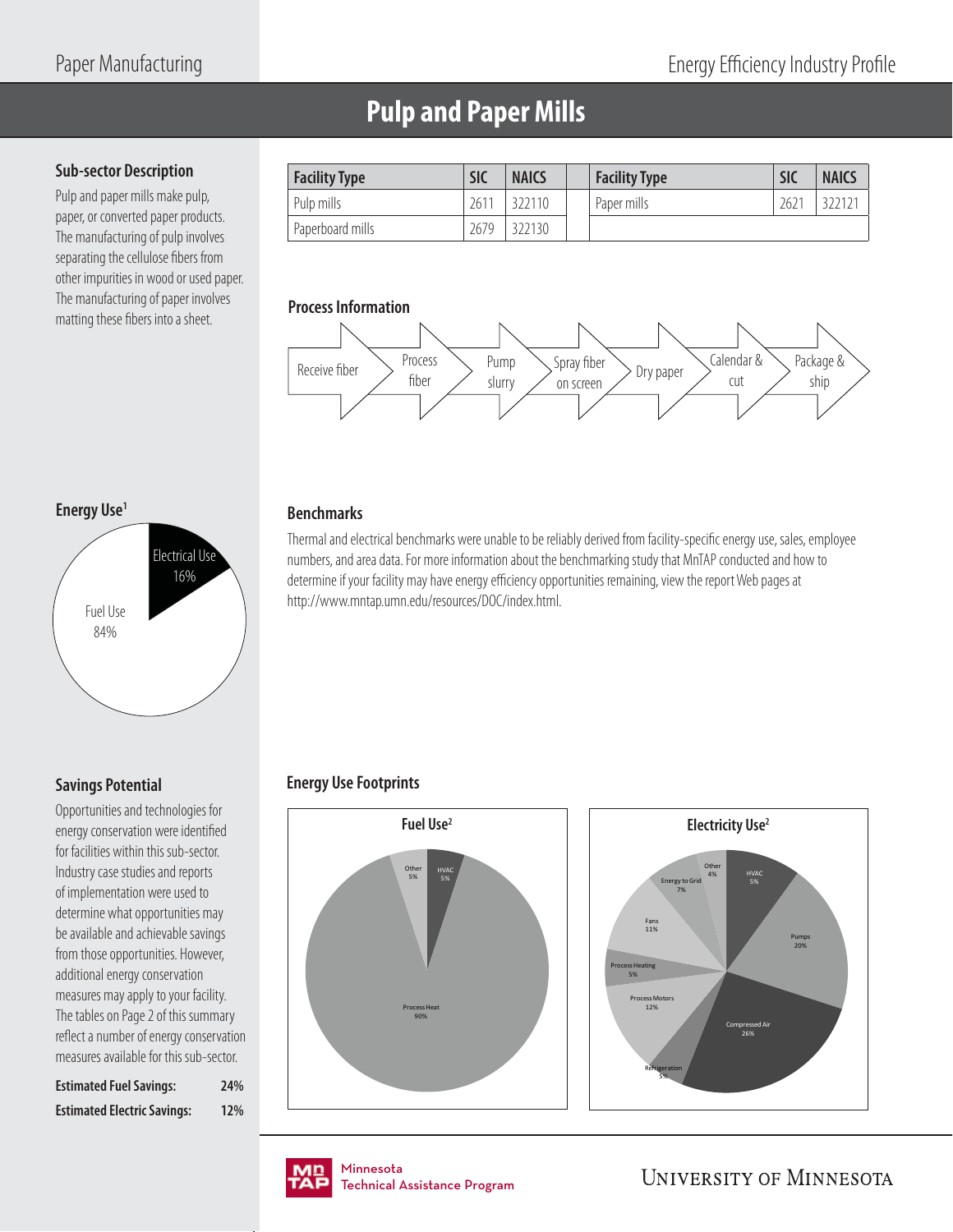# Pulp and Paper Mills

## Sub-sector Description

Pulp and paper mills make pulp, paper, or converted paper products. The manufacturing of pulp involves separating the cellulose fibers from other impurities in wood or used paper. The manufacturing of paper involves matting these fibers into a sheet.

| Facility Type | SIC | NAICS | | Facility Type | SIC | NAICS |
|---|---|---|---|---|---|---|
| Pulp mills | 2611 | 322110 | | Paper mills | 2621 | 322121 |
| Paperboard mills | 2679 | 322130 | | | | |

## Process Information

Receive fiber → Process fiber → Pump slurry → Spray fiber on screen → Dry paper → Calendar & cut → Package & ship

## Energy Use[1]

- Electrical Use 16%
- Fuel Use 84%

## Benchmarks

Thermal and electrical benchmarks were unable to be reliably derived from facility-specific energy use, sales, employee numbers, and area data. For more information about the benchmarking study that MnTAP conducted and how to determine if your facility may have energy efficiency opportunities remaining, view the report Web pages at http://www.mntap.umn.edu/resources/DOC/index.html.

## Savings Potential

Opportunities and technologies for energy conservation were identified for facilities within this sub-sector. Industry case studies and reports of implementation were used to determine what opportunities may be available and achievable savings from those opportunities. However, additional energy conservation measures may apply to your facility. The tables on Page 2 of this summary reflect a number of energy conservation measures available for this sub-sector.

| | |
|---|---|
| **Estimated Fuel Savings:** | **24%** |
| **Estimated Electric Savings:** | **12%** |

## Energy Use Footprints

### Fuel Use[2]

- Process Heat 90%
- HVAC 5%
- Other 5%

### Electricity Use[2]

- HVAC 5%
- Pumps 20%
- Compressed Air 26%
- Refrigeration 5%
- Process Motors 12%
- Process Heating 5%
- Fans 11%
- Energy to Grid 7%
- Other 4%

Minnesota Technical Assistance Program

University of Minnesota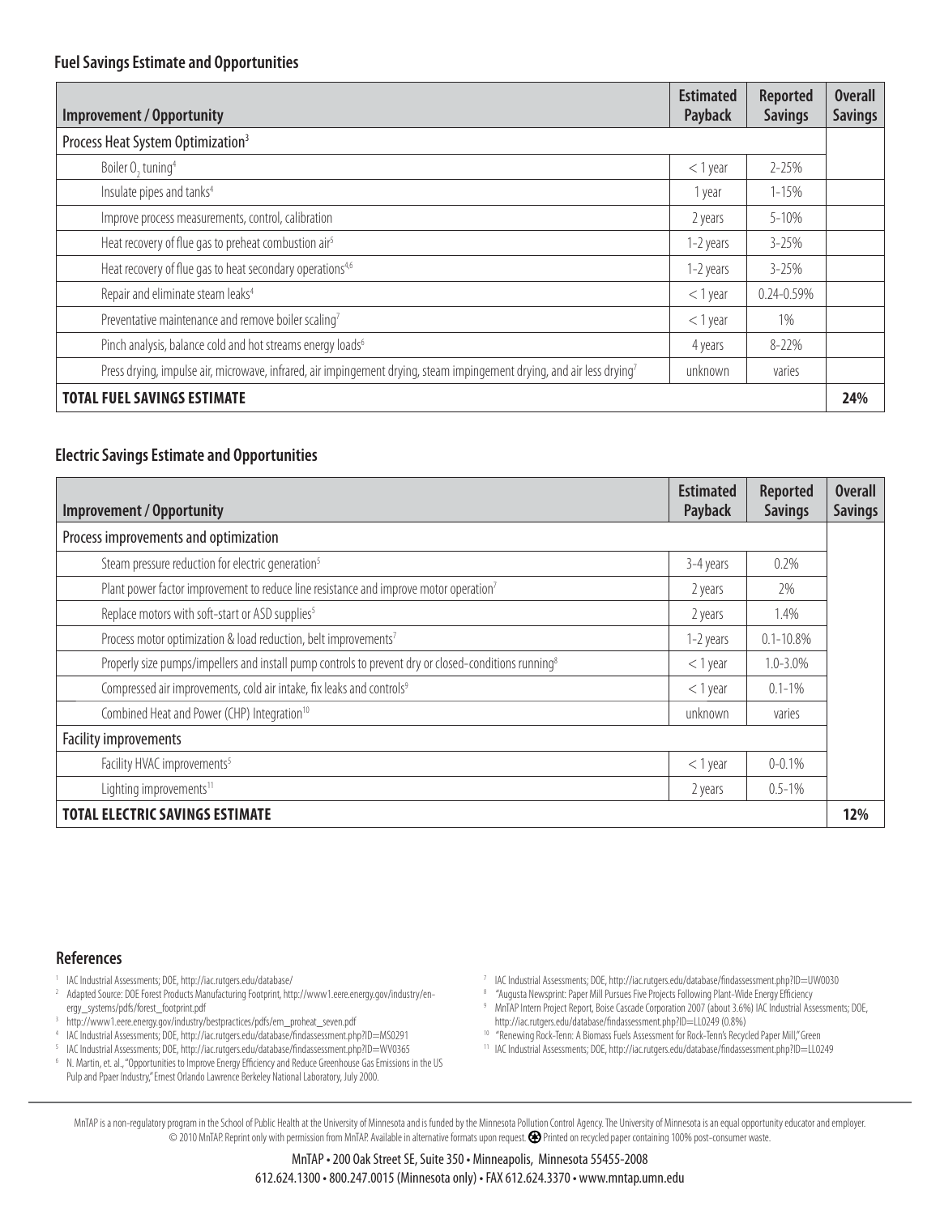### Fuel Savings Estimate and Opportunities

| Improvement / Opportunity | Estimated Payback | Reported Savings | Overall Savings |
|---|---|---|---|
| Process Heat System Optimization[3] | | | |
| Boiler $O_2$ tuning[4] | < 1 year | 2-25% | |
| Insulate pipes and tanks[4] | 1 year | 1-15% | |
| Improve process measurements, control, calibration | 2 years | 5-10% | |
| Heat recovery of flue gas to preheat combustion air[5] | 1-2 years | 3-25% | |
| Heat recovery of flue gas to heat secondary operations[4,6] | 1-2 years | 3-25% | |
| Repair and eliminate steam leaks[4] | < 1 year | 0.24-0.59% | |
| Preventative maintenance and remove boiler scaling[7] | < 1 year | 1% | |
| Pinch analysis, balance cold and hot streams energy loads[6] | 4 years | 8-22% | |
| Press drying, impulse air, microwave, infrared, air impingement drying, steam impingement drying, and air less drying[7] | unknown | varies | |
| **TOTAL FUEL SAVINGS ESTIMATE** | | | **24%** |

### Electric Savings Estimate and Opportunities

| Improvement / Opportunity | Estimated Payback | Reported Savings | Overall Savings |
|---|---|---|---|
| Process improvements and optimization | | | |
| Steam pressure reduction for electric generation[5] | 3-4 years | 0.2% | |
| Plant power factor improvement to reduce line resistance and improve motor operation[7] | 2 years | 2% | |
| Replace motors with soft-start or ASD supplies[5] | 2 years | 1.4% | |
| Process motor optimization & load reduction, belt improvements[7] | 1-2 years | 0.1-10.8% | |
| Properly size pumps/impellers and install pump controls to prevent dry or closed-conditions running[8] | < 1 year | 1.0-3.0% | |
| Compressed air improvements, cold air intake, fix leaks and controls[9] | < 1 year | 0.1-1% | |
| Combined Heat and Power (CHP) Integration[10] | unknown | varies | |
| Facility improvements | | | |
| Facility HVAC improvements[5] | < 1 year | 0-0.1% | |
| Lighting improvements[11] | 2 years | 0.5-1% | |
| **TOTAL ELECTRIC SAVINGS ESTIMATE** | | | **12%** |

### References

1. IAC Industrial Assessments; DOE, http://iac.rutgers.edu/database/
2. Adapted Source: DOE Forest Products Manufacturing Footprint, http://www1.eere.energy.gov/industry/energy_systems/pdfs/forest_footprint.pdf
3. http://www1.eere.energy.gov/industry/bestpractices/pdfs/em_proheat_seven.pdf
4. IAC Industrial Assessments; DOE, http://iac.rutgers.edu/database/findassessment.php?ID=MS0291
5. IAC Industrial Assessments; DOE, http://iac.rutgers.edu/database/findassessment.php?ID=WV0365
6. N. Martin, et. al., "Opportunities to Improve Energy Efficiency and Reduce Greenhouse Gas Emissions in the US Pulp and Ppaer Industry," Ernest Orlando Lawrence Berkeley National Laboratory, July 2000.
7. IAC Industrial Assessments; DOE, http://iac.rutgers.edu/database/findassessment.php?ID=UW0030
8. "Augusta Newsprint: Paper Mill Pursues Five Projects Following Plant-Wide Energy Efficiency
9. MnTAP Intern Project Report, Boise Cascade Corporation 2007 (about 3.6%) IAC Industrial Assessments; DOE, http://iac.rutgers.edu/database/findassessment.php?ID=LL0249 (0.8%)
10. "Renewing Rock-Tenn: A Biomass Fuels Assessment for Rock-Tenn's Recycled Paper Mill," Green
11. IAC Industrial Assessments; DOE, http://iac.rutgers.edu/database/findassessment.php?ID=LL0249

MnTAP is a non-regulatory program in the School of Public Health at the University of Minnesota and is funded by the Minnesota Pollution Control Agency. The University of Minnesota is an equal opportunity educator and employer. © 2010 MnTAP. Reprint only with permission from MnTAP. Available in alternative formats upon request. Printed on recycled paper containing 100% post-consumer waste.

MnTAP • 200 Oak Street SE, Suite 350 • Minneapolis, Minnesota 55455-2008
612.624.1300 • 800.247.0015 (Minnesota only) • FAX 612.624.3370 • www.mntap.umn.edu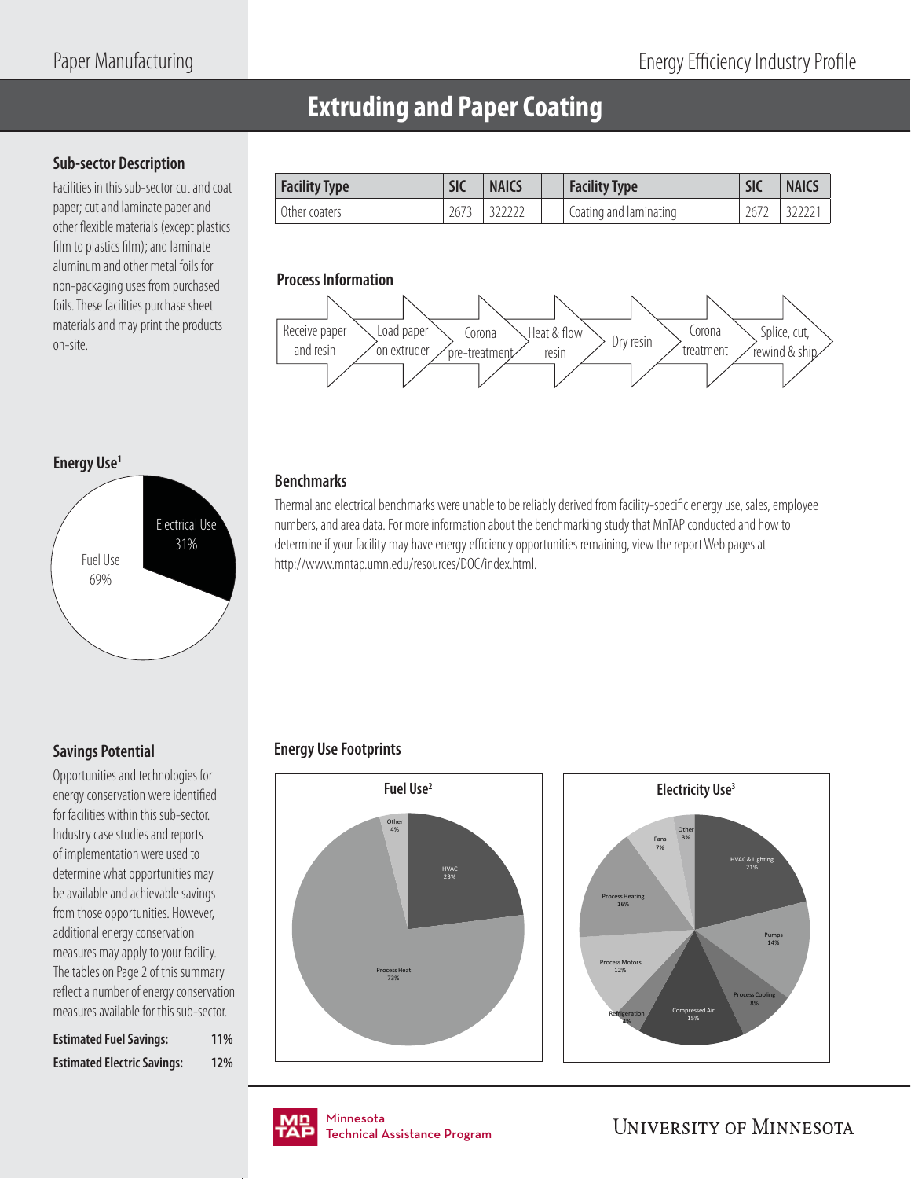# Extruding and Paper Coating

## Sub-sector Description

Facilities in this sub-sector cut and coat paper; cut and laminate paper and other flexible materials (except plastics film to plastics film); and laminate aluminum and other metal foils for non-packaging uses from purchased foils. These facilities purchase sheet materials and may print the products on-site.

| Facility Type | SIC | NAICS | | Facility Type | SIC | NAICS |
|---|---|---|---|---|---|---|
| Other coaters | 2673 | 322222 | | Coating and laminating | 2672 | 322221 |

## Process Information

Receive paper and resin → Load paper on extruder → Corona pre-treatment → Heat & flow resin → Dry resin → Corona treatment → Splice, cut, rewind & ship

## Energy Use[1]

Electrical Use 31%

Fuel Use 69%

## Benchmarks

Thermal and electrical benchmarks were unable to be reliably derived from facility-specific energy use, sales, employee numbers, and area data. For more information about the benchmarking study that MnTAP conducted and how to determine if your facility may have energy efficiency opportunities remaining, view the report Web pages at http://www.mntap.umn.edu/resources/DOC/index.html.

## Savings Potential

Opportunities and technologies for energy conservation were identified for facilities within this sub-sector. Industry case studies and reports of implementation were used to determine what opportunities may be available and achievable savings from those opportunities. However, additional energy conservation measures may apply to your facility. The tables on Page 2 of this summary reflect a number of energy conservation measures available for this sub-sector.

| | |
|---|---|
| **Estimated Fuel Savings:** | 11% |
| **Estimated Electric Savings:** | 12% |

## Energy Use Footprints

**Fuel Use[2]**

- HVAC 23%
- Process Heat 73%
- Other 4%

**Electricity Use[3]**

- HVAC & Lighting 21%
- Pumps 14%
- Process Cooling 8%
- Compressed Air 15%
- Refrigeration 4%
- Process Motors 12%
- Process Heating 16%
- Fans 7%
- Other 3%

Minnesota Technical Assistance Program

University of Minnesota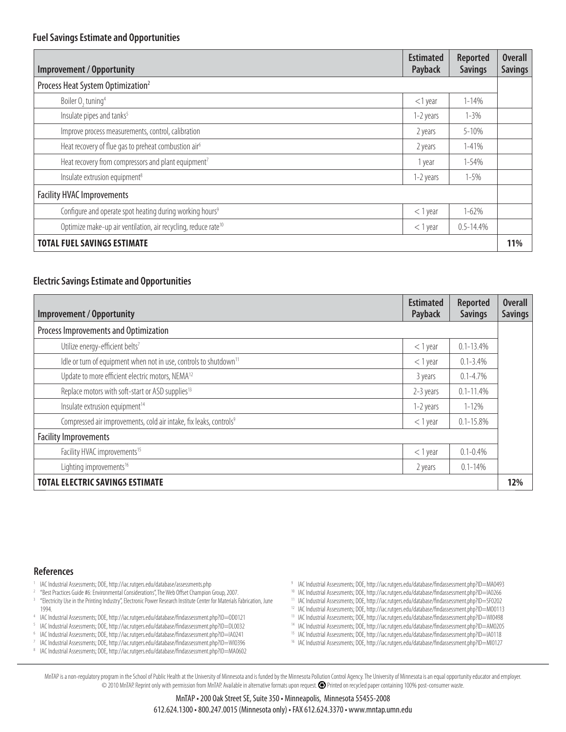### Fuel Savings Estimate and Opportunities

| Improvement / Opportunity | Estimated Payback | Reported Savings | Overall Savings |
|---|---|---|---|
| Process Heat System Optimization[2] | | | |
| Boiler $O_2$ tuning[4] | <1 year | 1-14% | |
| Insulate pipes and tanks[5] | 1-2 years | 1-3% | |
| Improve process measurements, control, calibration | 2 years | 5-10% | |
| Heat recovery of flue gas to preheat combustion air[6] | 2 years | 1-41% | |
| Heat recovery from compressors and plant equipment[7] | 1 year | 1-54% | |
| Insulate extrusion equipment[8] | 1-2 years | 1-5% | |
| Facility HVAC Improvements | | | |
| Configure and operate spot heating during working hours[9] | < 1 year | 1-62% | |
| Optimize make-up air ventilation, air recycling, reduce rate[10] | < 1 year | 0.5-14.4% | |
| **TOTAL FUEL SAVINGS ESTIMATE** | | | **11%** |

### Electric Savings Estimate and Opportunities

| Improvement / Opportunity | Estimated Payback | Reported Savings | Overall Savings |
|---|---|---|---|
| Process Improvements and Optimization | | | |
| Utilize energy-efficient belts[7] | < 1 year | 0.1-13.4% | |
| Idle or turn of equipment when not in use, controls to shutdown[11] | < 1 year | 0.1-3.4% | |
| Update to more efficient electric motors, NEMA[12] | 3 years | 0.1-4.7% | |
| Replace motors with soft-start or ASD supplies[13] | 2-3 years | 0.1-11.4% | |
| Insulate extrusion equipment[14] | 1-2 years | 1-12% | |
| Compressed air improvements, cold air intake, fix leaks, controls[9] | < 1 year | 0.1-15.8% | |
| Facility Improvements | | | |
| Facility HVAC improvements[15] | < 1 year | 0.1-0.4% | |
| Lighting improvements[16] | 2 years | 0.1-14% | |
| **TOTAL ELECTRIC SAVINGS ESTIMATE** | | | **12%** |

## References

1. IAC Industrial Assessments; DOE, http://iac.rutgers.edu/database/assessments.php
2. "Best Practices Guide #6: Environmental Considerations", The Web Offset Champion Group, 2007.
3. "Electricity Use in the Printing Industry", Electronic Power Research Institute Center for Materials Fabrication, June 1994.
4. IAC Industrial Assessments; DOE, http://iac.rutgers.edu/database/findassessment.php?ID=OD0121
5. IAC Industrial Assessments; DOE, http://iac.rutgers.edu/database/findassessment.php?ID=DL0032
6. IAC Industrial Assessments; DOE, http://iac.rutgers.edu/database/findassessment.php?ID=IA0241
7. IAC Industrial Assessments; DOE, http://iac.rutgers.edu/database/findassessment.php?ID=WI0396
8. IAC Industrial Assessments; DOE, http://iac.rutgers.edu/database/findassessment.php?ID=MA0602
9. IAC Industrial Assessments; DOE, http://iac.rutgers.edu/database/findassessment.php?ID=MA0493
10. IAC Industrial Assessments; DOE, http://iac.rutgers.edu/database/findassessment.php?ID=IA0266
11. IAC Industrial Assessments; DOE, http://iac.rutgers.edu/database/findassessment.php?ID=SF0202
12. IAC Industrial Assessments; DOE, http://iac.rutgers.edu/database/findassessment.php?ID=MO0113
13. IAC Industrial Assessments; DOE, http://iac.rutgers.edu/database/findassessment.php?ID=WI0498
14. IAC Industrial Assessments; DOE, http://iac.rutgers.edu/database/findassessment.php?ID=AM0205
15. IAC Industrial Assessments; DOE, http://iac.rutgers.edu/database/findassessment.php?ID=IA0118
16. IAC Industrial Assessments; DOE, http://iac.rutgers.edu/database/findassessment.php?ID=MI0127

MnTAP is a non-regulatory program in the School of Public Health at the University of Minnesota and is funded by the Minnesota Pollution Control Agency. The University of Minnesota is an equal opportunity educator and employer. © 2010 MnTAP. Reprint only with permission from MnTAP. Available in alternative formats upon request. Printed on recycled paper containing 100% post-consumer waste.

MnTAP • 200 Oak Street SE, Suite 350 • Minneapolis, Minnesota 55455-2008
612.624.1300 • 800.247.0015 (Minnesota only) • FAX 612.624.3370 • www.mntap.umn.edu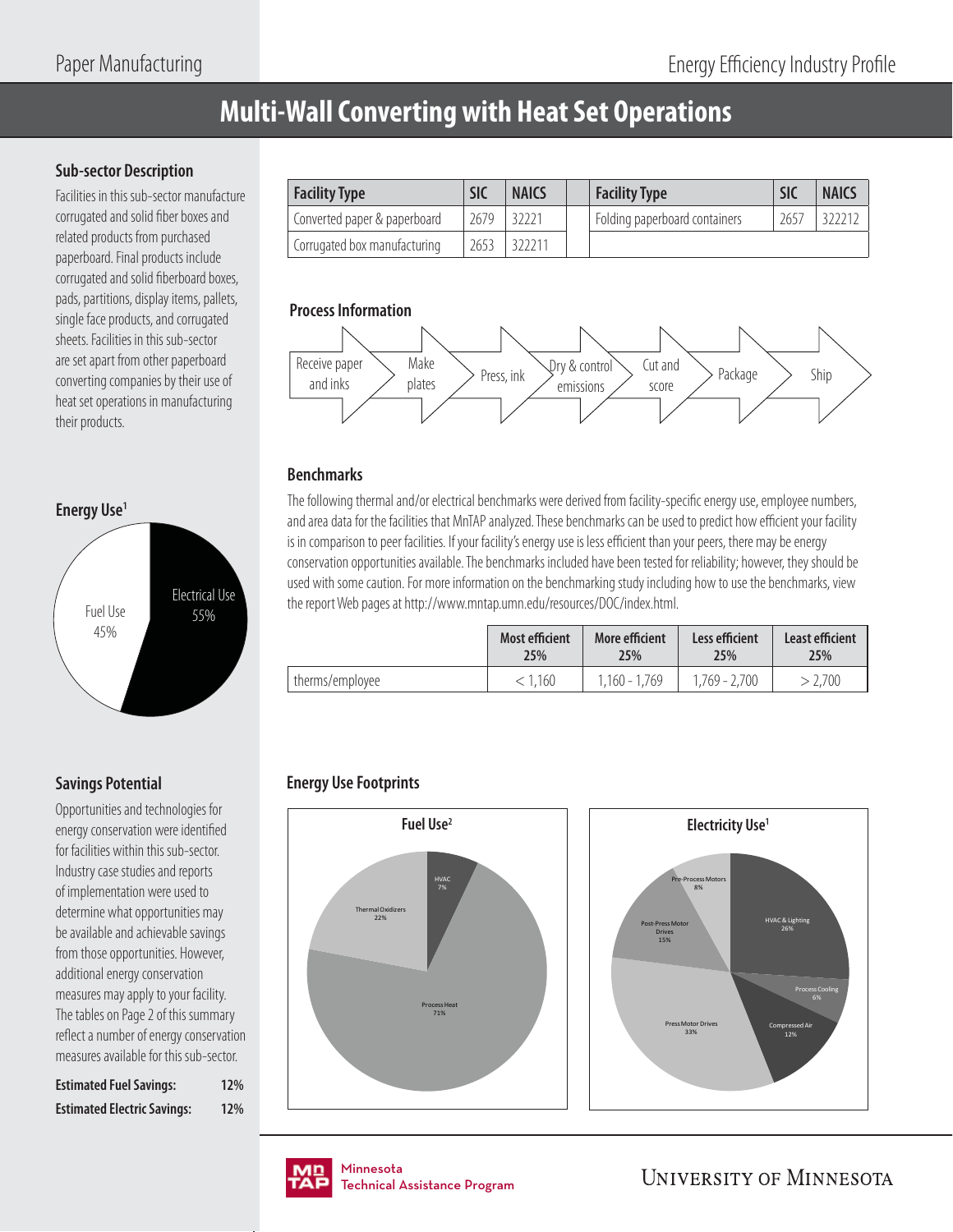# Multi-Wall Converting with Heat Set Operations

## Sub-sector Description

Facilities in this sub-sector manufacture corrugated and solid fiber boxes and related products from purchased paperboard. Final products include corrugated and solid fiberboard boxes, pads, partitions, display items, pallets, single face products, and corrugated sheets. Facilities in this sub-sector are set apart from other paperboard converting companies by their use of heat set operations in manufacturing their products.

| Facility Type | SIC | NAICS | | Facility Type | SIC | NAICS |
|---|---|---|---|---|---|---|
| Converted paper & paperboard | 2679 | 32221 | | Folding paperboard containers | 2657 | 322212 |
| Corrugated box manufacturing | 2653 | 322211 | | | | |

## Process Information

Receive paper and inks → Make plates → Press, ink → Dry & control emissions → Cut and score → Package → Ship

## Energy Use[1]

- Electrical Use 55%
- Fuel Use 45%

## Benchmarks

The following thermal and/or electrical benchmarks were derived from facility-specific energy use, employee numbers, and area data for the facilities that MnTAP analyzed. These benchmarks can be used to predict how efficient your facility is in comparison to peer facilities. If your facility's energy use is less efficient than your peers, there may be energy conservation opportunities available. The benchmarks included have been tested for reliability; however, they should be used with some caution. For more information on the benchmarking study including how to use the benchmarks, view the report Web pages at http://www.mntap.umn.edu/resources/DOC/index.html.

| | Most efficient 25% | More efficient 25% | Less efficient 25% | Least efficient 25% |
|---|---|---|---|---|
| therms/employee | < 1,160 | 1,160 - 1,769 | 1,769 - 2,700 | > 2,700 |

## Savings Potential

Opportunities and technologies for energy conservation were identified for facilities within this sub-sector. Industry case studies and reports of implementation were used to determine what opportunities may be available and achievable savings from those opportunities. However, additional energy conservation measures may apply to your facility. The tables on Page 2 of this summary reflect a number of energy conservation measures available for this sub-sector.

**Estimated Fuel Savings:** 12%

**Estimated Electric Savings:** 12%

## Energy Use Footprints

### Fuel Use[2]

- HVAC 7%
- Thermal Oxidizers 22%
- Process Heat 71%

### Electricity Use[1]

- HVAC & Lighting 26%
- Process Cooling 6%
- Compressed Air 12%
- Press Motor Drives 33%
- Post-Press Motor Drives 15%
- Pre-Process Motors 8%

Minnesota Technical Assistance Program

University of Minnesota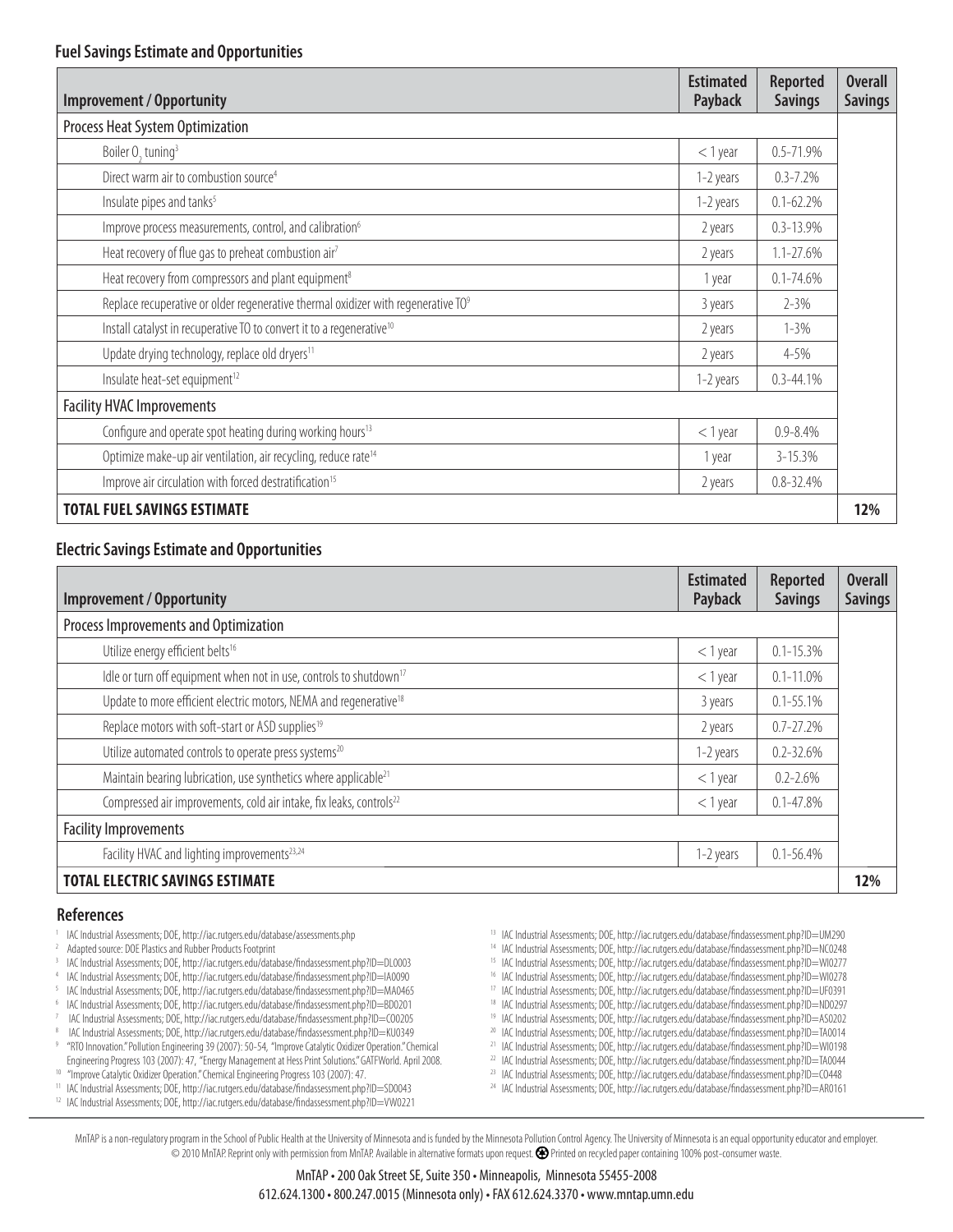### Fuel Savings Estimate and Opportunities

| Improvement / Opportunity | Estimated Payback | Reported Savings | Overall Savings |
|---|---|---|---|
| Process Heat System Optimization | | | |
| Boiler $O_2$ tuning[3] | < 1 year | 0.5-71.9% | |
| Direct warm air to combustion source[4] | 1-2 years | 0.3-7.2% | |
| Insulate pipes and tanks[5] | 1-2 years | 0.1-62.2% | |
| Improve process measurements, control, and calibration[6] | 2 years | 0.3-13.9% | |
| Heat recovery of flue gas to preheat combustion air[7] | 2 years | 1.1-27.6% | |
| Heat recovery from compressors and plant equipment[8] | 1 year | 0.1-74.6% | |
| Replace recuperative or older regenerative thermal oxidizer with regenerative TO[9] | 3 years | 2-3% | |
| Install catalyst in recuperative TO to convert it to a regenerative[10] | 2 years | 1-3% | |
| Update drying technology, replace old dryers[11] | 2 years | 4-5% | |
| Insulate heat-set equipment[12] | 1-2 years | 0.3-44.1% | |
| Facility HVAC Improvements | | | |
| Configure and operate spot heating during working hours[13] | < 1 year | 0.9-8.4% | |
| Optimize make-up air ventilation, air recycling, reduce rate[14] | 1 year | 3-15.3% | |
| Improve air circulation with forced destratification[15] | 2 years | 0.8-32.4% | |
| **TOTAL FUEL SAVINGS ESTIMATE** | | | **12%** |

### Electric Savings Estimate and Opportunities

| Improvement / Opportunity | Estimated Payback | Reported Savings | Overall Savings |
|---|---|---|---|
| Process Improvements and Optimization | | | |
| Utilize energy efficient belts[16] | < 1 year | 0.1-15.3% | |
| Idle or turn off equipment when not in use, controls to shutdown[17] | < 1 year | 0.1-11.0% | |
| Update to more efficient electric motors, NEMA and regenerative[18] | 3 years | 0.1-55.1% | |
| Replace motors with soft-start or ASD supplies[19] | 2 years | 0.7-27.2% | |
| Utilize automated controls to operate press systems[20] | 1-2 years | 0.2-32.6% | |
| Maintain bearing lubrication, use synthetics where applicable[21] | < 1 year | 0.2-2.6% | |
| Compressed air improvements, cold air intake, fix leaks, controls[22] | < 1 year | 0.1-47.8% | |
| Facility Improvements | | | |
| Facility HVAC and lighting improvements[23,24] | 1-2 years | 0.1-56.4% | |
| **TOTAL ELECTRIC SAVINGS ESTIMATE** | | | **12%** |

### References

1. IAC Industrial Assessments; DOE, http://iac.rutgers.edu/database/assessments.php
2. Adapted source: DOE Plastics and Rubber Products Footprint
3. IAC Industrial Assessments; DOE, http://iac.rutgers.edu/database/findassessment.php?ID=DL0003
4. IAC Industrial Assessments; DOE, http://iac.rutgers.edu/database/findassessment.php?ID=IA0090
5. IAC Industrial Assessments; DOE, http://iac.rutgers.edu/database/findassessment.php?ID=MA0465
6. IAC Industrial Assessments; DOE, http://iac.rutgers.edu/database/findassessment.php?ID=BD0201
7. IAC Industrial Assessments; DOE, http://iac.rutgers.edu/database/findassessment.php?ID=CO0205
8. IAC Industrial Assessments; DOE, http://iac.rutgers.edu/database/findassessment.php?ID=KU0349
9. "RTO Innovation." Pollution Engineering 39 (2007): 50-54, "Improve Catalytic Oxidizer Operation." Chemical Engineering Progress 103 (2007): 47, "Energy Management at Hess Print Solutions." GATFWorld. April 2008.
10. "Improve Catalytic Oxidizer Operation." Chemical Engineering Progress 103 (2007): 47.
11. IAC Industrial Assessments; DOE, http://iac.rutgers.edu/database/findassessment.php?ID=SD0043
12. IAC Industrial Assessments; DOE, http://iac.rutgers.edu/database/findassessment.php?ID=VW0221
13. IAC Industrial Assessments; DOE, http://iac.rutgers.edu/database/findassessment.php?ID=UM290
14. IAC Industrial Assessments; DOE, http://iac.rutgers.edu/database/findassessment.php?ID=NC0248
15. IAC Industrial Assessments; DOE, http://iac.rutgers.edu/database/findassessment.php?ID=WI0277
16. IAC Industrial Assessments; DOE, http://iac.rutgers.edu/database/findassessment.php?ID=WI0278
17. IAC Industrial Assessments; DOE, http://iac.rutgers.edu/database/findassessment.php?ID=UF0391
18. IAC Industrial Assessments; DOE, http://iac.rutgers.edu/database/findassessment.php?ID=ND0297
19. IAC Industrial Assessments; DOE, http://iac.rutgers.edu/database/findassessment.php?ID=AS0202
20. IAC Industrial Assessments; DOE, http://iac.rutgers.edu/database/findassessment.php?ID=TA0014
21. IAC Industrial Assessments; DOE, http://iac.rutgers.edu/database/findassessment.php?ID=WI0198
22. IAC Industrial Assessments; DOE, http://iac.rutgers.edu/database/findassessment.php?ID=TA0044
23. IAC Industrial Assessments; DOE, http://iac.rutgers.edu/database/findassessment.php?ID=CO448
24. IAC Industrial Assessments; DOE, http://iac.rutgers.edu/database/findassessment.php?ID=AR0161

MnTAP is a non-regulatory program in the School of Public Health at the University of Minnesota and is funded by the Minnesota Pollution Control Agency. The University of Minnesota is an equal opportunity educator and employer. © 2010 MnTAP. Reprint only with permission from MnTAP. Available in alternative formats upon request. Printed on recycled paper containing 100% post-consumer waste.

MnTAP • 200 Oak Street SE, Suite 350 • Minneapolis, Minnesota 55455-2008
612.624.1300 • 800.247.0015 (Minnesota only) • FAX 612.624.3370 • www.mntap.umn.edu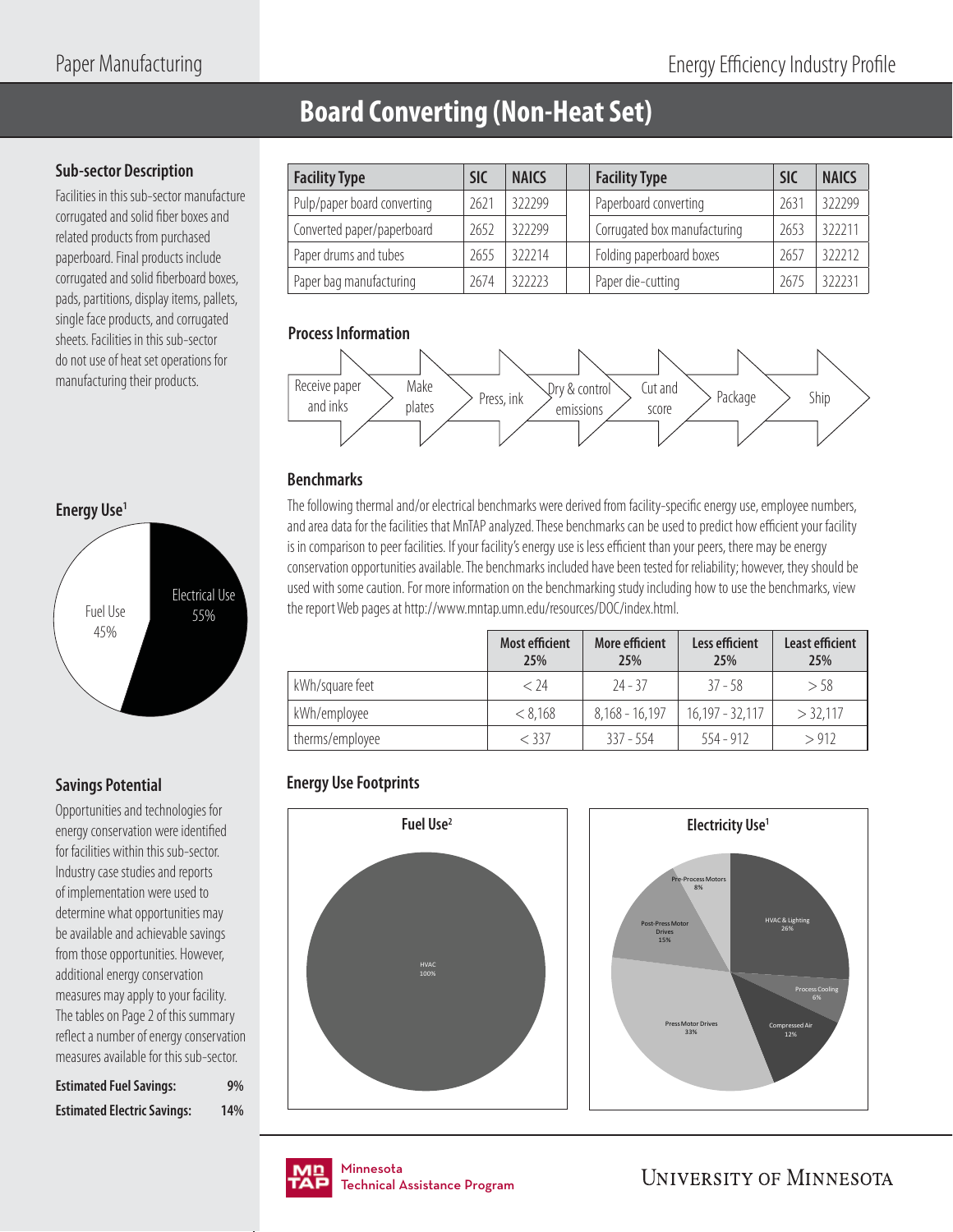# Board Converting (Non-Heat Set)

## Sub-sector Description

Facilities in this sub-sector manufacture corrugated and solid fiber boxes and related products from purchased paperboard. Final products include corrugated and solid fiberboard boxes, pads, partitions, display items, pallets, single face products, and corrugated sheets. Facilities in this sub-sector do not use of heat set operations for manufacturing their products.

| Facility Type | SIC | NAICS | Facility Type | SIC | NAICS |
|---|---|---|---|---|---|
| Pulp/paper board converting | 2621 | 322299 | Paperboard converting | 2631 | 322299 |
| Converted paper/paperboard | 2652 | 322299 | Corrugated box manufacturing | 2653 | 322211 |
| Paper drums and tubes | 2655 | 322214 | Folding paperboard boxes | 2657 | 322212 |
| Paper bag manufacturing | 2674 | 322223 | Paper die-cutting | 2675 | 322231 |

## Process Information

Receive paper and inks → Make plates → Press, ink → Dry & control emissions → Cut and score → Package → Ship

## Energy Use[1]

Electrical Use 55%

Fuel Use 45%

## Benchmarks

The following thermal and/or electrical benchmarks were derived from facility-specific energy use, employee numbers, and area data for the facilities that MnTAP analyzed. These benchmarks can be used to predict how efficient your facility is in comparison to peer facilities. If your facility's energy use is less efficient than your peers, there may be energy conservation opportunities available. The benchmarks included have been tested for reliability; however, they should be used with some caution. For more information on the benchmarking study including how to use the benchmarks, view the report Web pages at http://www.mntap.umn.edu/resources/DOC/index.html.

| | Most efficient 25% | More efficient 25% | Less efficient 25% | Least efficient 25% |
|---|---|---|---|---|
| kWh/square feet | < 24 | 24 - 37 | 37 - 58 | > 58 |
| kWh/employee | < 8,168 | 8,168 - 16,197 | 16,197 - 32,117 | > 32,117 |
| therms/employee | < 337 | 337 - 554 | 554 - 912 | > 912 |

## Savings Potential

Opportunities and technologies for energy conservation were identified for facilities within this sub-sector. Industry case studies and reports of implementation were used to determine what opportunities may be available and achievable savings from those opportunities. However, additional energy conservation measures may apply to your facility. The tables on Page 2 of this summary reflect a number of energy conservation measures available for this sub-sector.

**Estimated Fuel Savings:** 9%

**Estimated Electric Savings:** 14%

## Energy Use Footprints

### Fuel Use[2]

HVAC 100%

### Electricity Use[1]

HVAC & Lighting 26%

Process Cooling 6%

Compressed Air 12%

Press Motor Drives 33%

Post-Press Motor Drives 15%

Pre-Process Motors 8%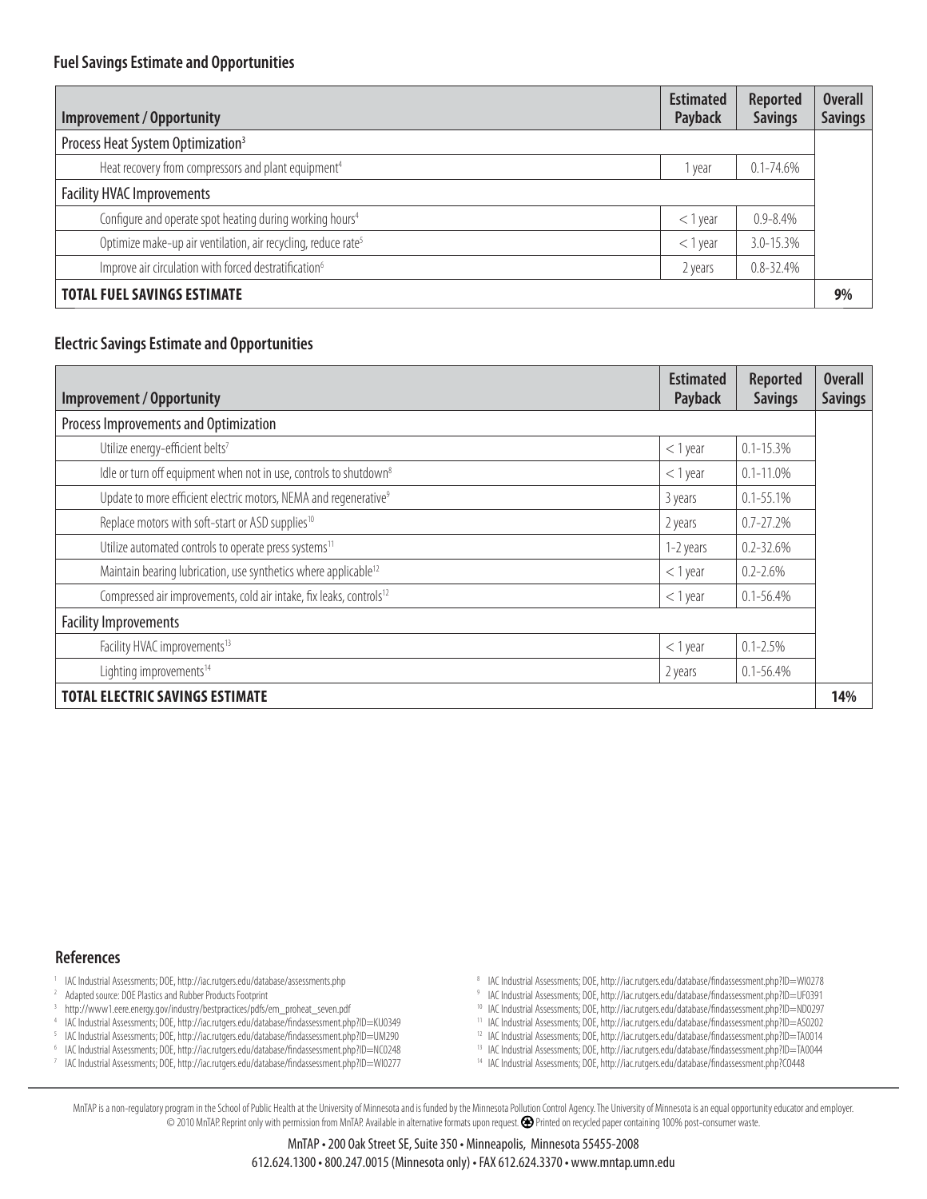## Fuel Savings Estimate and Opportunities

| Improvement / Opportunity | Estimated Payback | Reported Savings | Overall Savings |
|---|---|---|---|
| Process Heat System Optimization[3] | | | |
| Heat recovery from compressors and plant equipment[4] | 1 year | 0.1-74.6% | |
| Facility HVAC Improvements | | | |
| Configure and operate spot heating during working hours[4] | < 1 year | 0.9-8.4% | |
| Optimize make-up air ventilation, air recycling, reduce rate[5] | < 1 year | 3.0-15.3% | |
| Improve air circulation with forced destratification[6] | 2 years | 0.8-32.4% | |
| **TOTAL FUEL SAVINGS ESTIMATE** | | | **9%** |

## Electric Savings Estimate and Opportunities

| Improvement / Opportunity | Estimated Payback | Reported Savings | Overall Savings |
|---|---|---|---|
| Process Improvements and Optimization | | | |
| Utilize energy-efficient belts[7] | < 1 year | 0.1-15.3% | |
| Idle or turn off equipment when not in use, controls to shutdown[8] | < 1 year | 0.1-11.0% | |
| Update to more efficient electric motors, NEMA and regenerative[9] | 3 years | 0.1-55.1% | |
| Replace motors with soft-start or ASD supplies[10] | 2 years | 0.7-27.2% | |
| Utilize automated controls to operate press systems[11] | 1-2 years | 0.2-32.6% | |
| Maintain bearing lubrication, use synthetics where applicable[12] | < 1 year | 0.2-2.6% | |
| Compressed air improvements, cold air intake, fix leaks, controls[12] | < 1 year | 0.1-56.4% | |
| Facility Improvements | | | |
| Facility HVAC improvements[13] | < 1 year | 0.1-2.5% | |
| Lighting improvements[14] | 2 years | 0.1-56.4% | |
| **TOTAL ELECTRIC SAVINGS ESTIMATE** | | | **14%** |

## References

1. IAC Industrial Assessments; DOE, http://iac.rutgers.edu/database/assessments.php
2. Adapted source: DOE Plastics and Rubber Products Footprint
3. http://www1.eere.energy.gov/industry/bestpractices/pdfs/em_proheat_seven.pdf
4. IAC Industrial Assessments; DOE, http://iac.rutgers.edu/database/findassessment.php?ID=KU0349
5. IAC Industrial Assessments; DOE, http://iac.rutgers.edu/database/findassessment.php?ID=UM290
6. IAC Industrial Assessments; DOE, http://iac.rutgers.edu/database/findassessment.php?ID=NC0248
7. IAC Industrial Assessments; DOE, http://iac.rutgers.edu/database/findassessment.php?ID=WI0277
8. IAC Industrial Assessments; DOE, http://iac.rutgers.edu/database/findassessment.php?ID=WI0278
9. IAC Industrial Assessments; DOE, http://iac.rutgers.edu/database/findassessment.php?ID=UF0391
10. IAC Industrial Assessments; DOE, http://iac.rutgers.edu/database/findassessment.php?ID=ND0297
11. IAC Industrial Assessments; DOE, http://iac.rutgers.edu/database/findassessment.php?ID=AS0202
12. IAC Industrial Assessments; DOE, http://iac.rutgers.edu/database/findassessment.php?ID=TA0014
13. IAC Industrial Assessments; DOE, http://iac.rutgers.edu/database/findassessment.php?ID=TA0044
14. IAC Industrial Assessments; DOE, http://iac.rutgers.edu/database/findassessment.php?CO448

MnTAP is a non-regulatory program in the School of Public Health at the University of Minnesota and is funded by the Minnesota Pollution Control Agency. The University of Minnesota is an equal opportunity educator and employer. © 2010 MnTAP. Reprint only with permission from MnTAP. Available in alternative formats upon request. Printed on recycled paper containing 100% post-consumer waste.

MnTAP • 200 Oak Street SE, Suite 350 • Minneapolis, Minnesota 55455-2008

612.624.1300 • 800.247.0015 (Minnesota only) • FAX 612.624.3370 • www.mntap.umn.edu